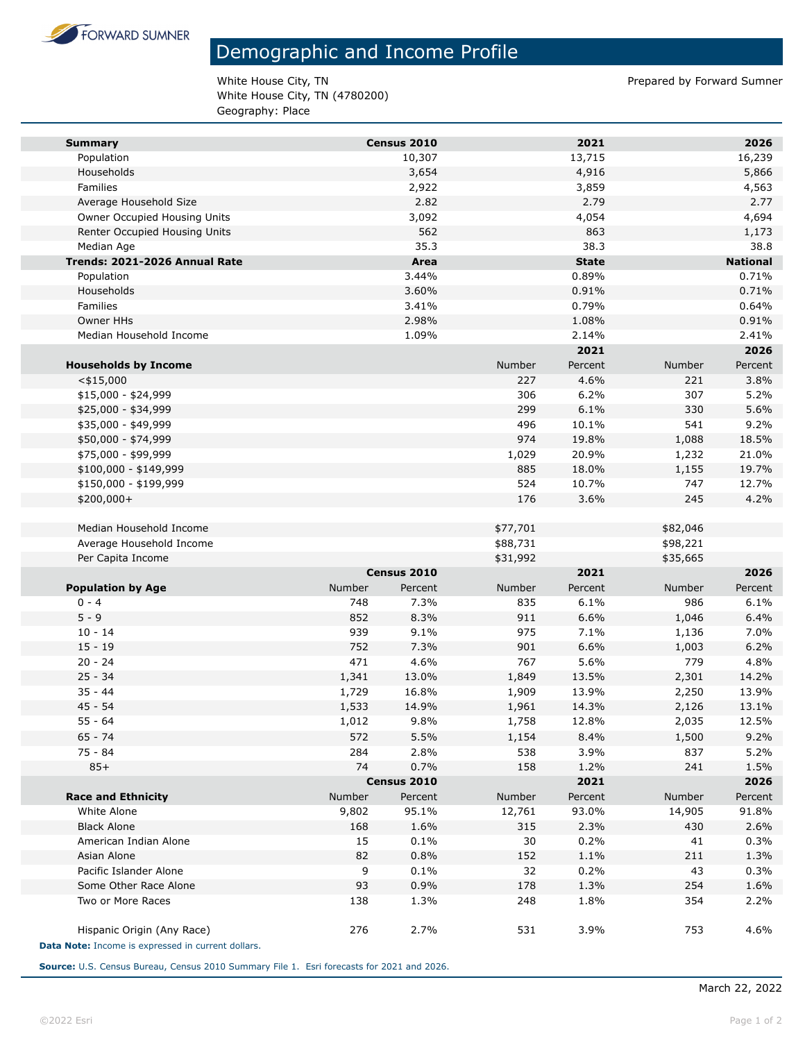FORWARD SUMNER

# Demographic and Income Profile

White House City, TN
White House City, TN (4780200)
Geography: Place

Prepared by Forward Sumner

| Summary | Census 2010 | 2021 | 2026 |
|---|---|---|---|
| Population | 10,307 | 13,715 | 16,239 |
| Households | 3,654 | 4,916 | 5,866 |
| Families | 2,922 | 3,859 | 4,563 |
| Average Household Size | 2.82 | 2.79 | 2.77 |
| Owner Occupied Housing Units | 3,092 | 4,054 | 4,694 |
| Renter Occupied Housing Units | 562 | 863 | 1,173 |
| Median Age | 35.3 | 38.3 | 38.8 |

| Trends: 2021-2026 Annual Rate | Area | State | National |
|---|---|---|---|
| Population | 3.44% | 0.89% | 0.71% |
| Households | 3.60% | 0.91% | 0.71% |
| Families | 3.41% | 0.79% | 0.64% |
| Owner HHs | 2.98% | 1.08% | 0.91% |
| Median Household Income | 1.09% | 2.14% | 2.41% |

| | 2021 | | 2026 | |
|---|---|---|---|---|
| **Households by Income** | Number | Percent | Number | Percent |
| <$15,000 | 227 | 4.6% | 221 | 3.8% |
| $15,000 - $24,999 | 306 | 6.2% | 307 | 5.2% |
| $25,000 - $34,999 | 299 | 6.1% | 330 | 5.6% |
| $35,000 - $49,999 | 496 | 10.1% | 541 | 9.2% |
| $50,000 - $74,999 | 974 | 19.8% | 1,088 | 18.5% |
| $75,000 - $99,999 | 1,029 | 20.9% | 1,232 | 21.0% |
| $100,000 - $149,999 | 885 | 18.0% | 1,155 | 19.7% |
| $150,000 - $199,999 | 524 | 10.7% | 747 | 12.7% |
| $200,000+ | 176 | 3.6% | 245 | 4.2% |
| | | | | |
| Median Household Income | $77,701 | | $82,046 | |
| Average Household Income | $88,731 | | $98,221 | |
| Per Capita Income | $31,992 | | $35,665 | |

| | Census 2010 | | 2021 | | 2026 | |
|---|---|---|---|---|---|---|
| **Population by Age** | Number | Percent | Number | Percent | Number | Percent |
| 0 - 4 | 748 | 7.3% | 835 | 6.1% | 986 | 6.1% |
| 5 - 9 | 852 | 8.3% | 911 | 6.6% | 1,046 | 6.4% |
| 10 - 14 | 939 | 9.1% | 975 | 7.1% | 1,136 | 7.0% |
| 15 - 19 | 752 | 7.3% | 901 | 6.6% | 1,003 | 6.2% |
| 20 - 24 | 471 | 4.6% | 767 | 5.6% | 779 | 4.8% |
| 25 - 34 | 1,341 | 13.0% | 1,849 | 13.5% | 2,301 | 14.2% |
| 35 - 44 | 1,729 | 16.8% | 1,909 | 13.9% | 2,250 | 13.9% |
| 45 - 54 | 1,533 | 14.9% | 1,961 | 14.3% | 2,126 | 13.1% |
| 55 - 64 | 1,012 | 9.8% | 1,758 | 12.8% | 2,035 | 12.5% |
| 65 - 74 | 572 | 5.5% | 1,154 | 8.4% | 1,500 | 9.2% |
| 75 - 84 | 284 | 2.8% | 538 | 3.9% | 837 | 5.2% |
| 85+ | 74 | 0.7% | 158 | 1.2% | 241 | 1.5% |

| | Census 2010 | | 2021 | | 2026 | |
|---|---|---|---|---|---|---|
| **Race and Ethnicity** | Number | Percent | Number | Percent | Number | Percent |
| White Alone | 9,802 | 95.1% | 12,761 | 93.0% | 14,905 | 91.8% |
| Black Alone | 168 | 1.6% | 315 | 2.3% | 430 | 2.6% |
| American Indian Alone | 15 | 0.1% | 30 | 0.2% | 41 | 0.3% |
| Asian Alone | 82 | 0.8% | 152 | 1.1% | 211 | 1.3% |
| Pacific Islander Alone | 9 | 0.1% | 32 | 0.2% | 43 | 0.3% |
| Some Other Race Alone | 93 | 0.9% | 178 | 1.3% | 254 | 1.6% |
| Two or More Races | 138 | 1.3% | 248 | 1.8% | 354 | 2.2% |
| | | | | | | |
| Hispanic Origin (Any Race) | 276 | 2.7% | 531 | 3.9% | 753 | 4.6% |

**Data Note:** Income is expressed in current dollars.

**Source:** U.S. Census Bureau, Census 2010 Summary File 1. Esri forecasts for 2021 and 2026.

March 22, 2022

©2022 Esri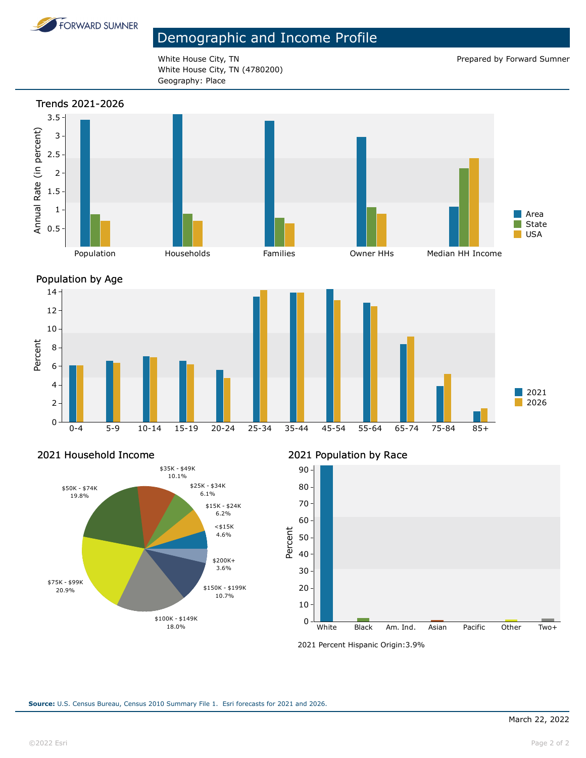# Demographic and Income Profile

White House City, TN
White House City, TN (4780200)
Geography: Place

Prepared by Forward Sumner

## Trends 2021-2026

Annual Rate (in percent)

3.5
3
2.5
2
1.5
1
0.5

Population
Households
Families
Owner HHs
Median HH Income

Area
State
USA

## Population by Age

Percent

14
12
10
8
6
4
2
0

0-4
5-9
10-14
15-19
20-24
25-34
35-44
45-54
55-64
65-74
75-84
85+

2021
2026

## 2021 Household Income

$35K - $49K
10.1%

$25K - $34K
6.1%

$15K - $24K
6.2%

<$15K
4.6%

$200K+
3.6%

$150K - $199K
10.7%

$100K - $149K
18.0%

$75K - $99K
20.9%

$50K - $74K
19.8%

## 2021 Population by Race

Percent

90
80
70
60
50
40
30
20
10
0

White
Black
Am. Ind.
Asian
Pacific
Other
Two+

2021 Percent Hispanic Origin:3.9%

**Source:** U.S. Census Bureau, Census 2010 Summary File 1. Esri forecasts for 2021 and 2026.

March 22, 2022

©2022 Esri